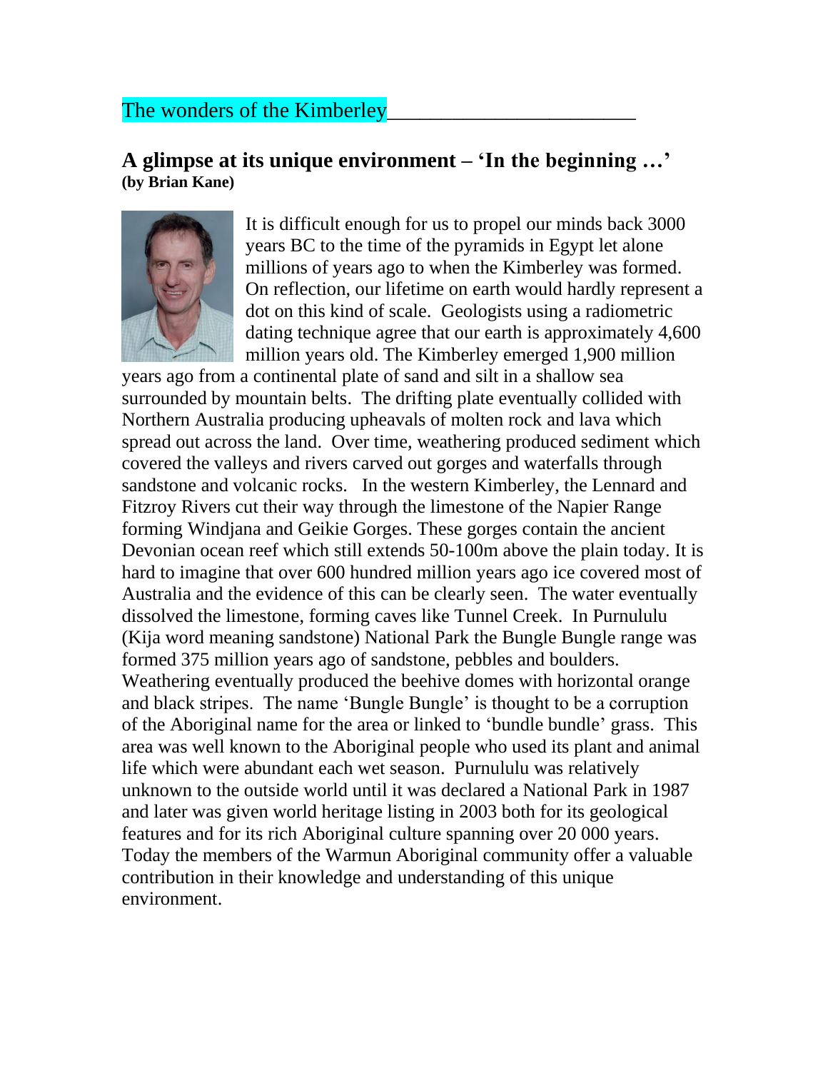# The wonders of the Kimberley

## A glimpse at its unique environment – 'In the beginning …'
**(by Brian Kane)**

It is difficult enough for us to propel our minds back 3000 years BC to the time of the pyramids in Egypt let alone millions of years ago to when the Kimberley was formed. On reflection, our lifetime on earth would hardly represent a dot on this kind of scale. Geologists using a radiometric dating technique agree that our earth is approximately 4,600 million years old. The Kimberley emerged 1,900 million years ago from a continental plate of sand and silt in a shallow sea surrounded by mountain belts. The drifting plate eventually collided with Northern Australia producing upheavals of molten rock and lava which spread out across the land. Over time, weathering produced sediment which covered the valleys and rivers carved out gorges and waterfalls through sandstone and volcanic rocks. In the western Kimberley, the Lennard and Fitzroy Rivers cut their way through the limestone of the Napier Range forming Windjana and Geikie Gorges. These gorges contain the ancient Devonian ocean reef which still extends 50-100m above the plain today. It is hard to imagine that over 600 hundred million years ago ice covered most of Australia and the evidence of this can be clearly seen. The water eventually dissolved the limestone, forming caves like Tunnel Creek. In Purnululu (Kija word meaning sandstone) National Park the Bungle Bungle range was formed 375 million years ago of sandstone, pebbles and boulders. Weathering eventually produced the beehive domes with horizontal orange and black stripes. The name 'Bungle Bungle' is thought to be a corruption of the Aboriginal name for the area or linked to 'bundle bundle' grass. This area was well known to the Aboriginal people who used its plant and animal life which were abundant each wet season. Purnululu was relatively unknown to the outside world until it was declared a National Park in 1987 and later was given world heritage listing in 2003 both for its geological features and for its rich Aboriginal culture spanning over 20 000 years. Today the members of the Warmun Aboriginal community offer a valuable contribution in their knowledge and understanding of this unique environment.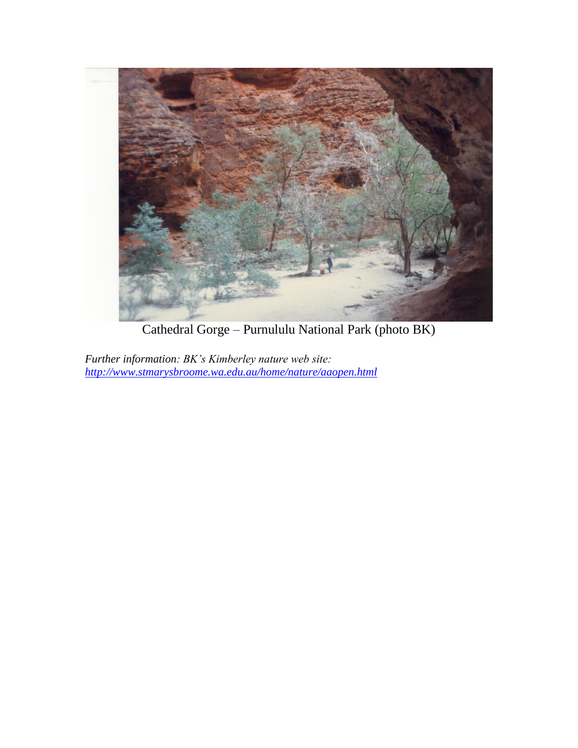Cathedral Gorge – Purnululu National Park (photo BK)

*Further information: BK's Kimberley nature web site:*
*[http://www.stmarysbroome.wa.edu.au/home/nature/aaopen.html](http://www.stmarysbroome.wa.edu.au/home/nature/aaopen.html)*